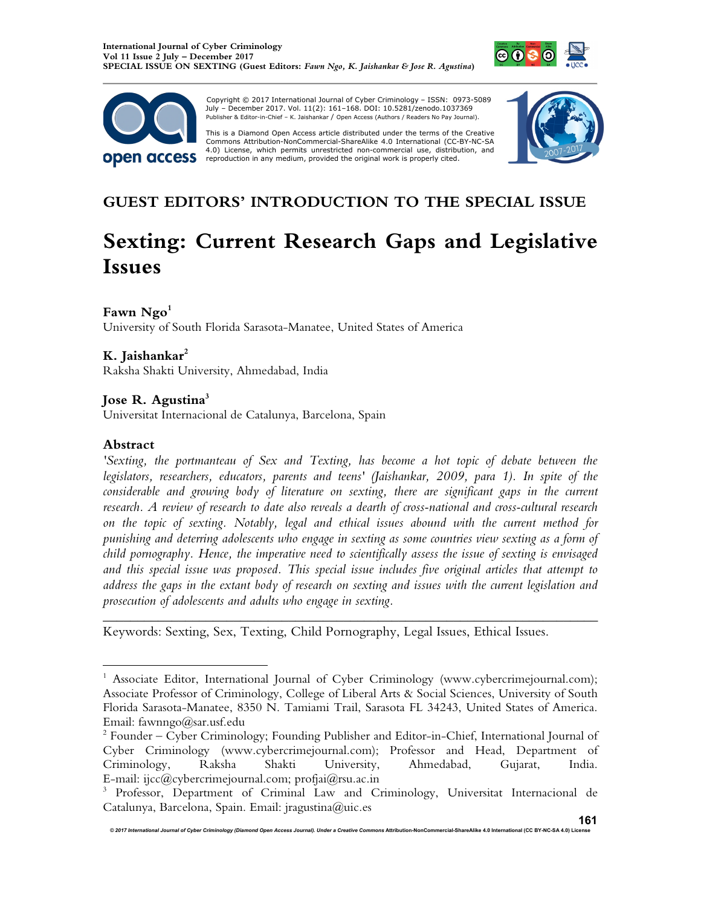Copyright © 2017 International Journal of Cyber Criminology – ISSN: 0973-5089 July – December 2017. Vol. 11(2): 161–168. DOI: 10.5281/zenodo.1037369
Publisher & Editor-in-Chief – K. Jaishankar / Open Access (Authors / Readers No Pay Journal).

This is a Diamond Open Access article distributed under the terms of the Creative Commons Attribution-NonCommercial-ShareAlike 4.0 International (CC-BY-NC-SA 4.0) License, which permits unrestricted non-commercial use, distribution, and reproduction in any medium, provided the original work is properly cited.

## GUEST EDITORS' INTRODUCTION TO THE SPECIAL ISSUE

# Sexting: Current Research Gaps and Legislative Issues

**Fawn Ngo**[1]
University of South Florida Sarasota-Manatee, United States of America

**K. Jaishankar**[2]
Raksha Shakti University, Ahmedabad, India

**Jose R. Agustina**[3]
Universitat Internacional de Catalunya, Barcelona, Spain

### Abstract

*'Sexting, the portmanteau of Sex and Texting, has become a hot topic of debate between the legislators, researchers, educators, parents and teens' (Jaishankar, 2009, para 1). In spite of the considerable and growing body of literature on sexting, there are significant gaps in the current research. A review of research to date also reveals a dearth of cross-national and cross-cultural research on the topic of sexting. Notably, legal and ethical issues abound with the current method for punishing and deterring adolescents who engage in sexting as some countries view sexting as a form of child pornography. Hence, the imperative need to scientifically assess the issue of sexting is envisaged and this special issue was proposed. This special issue includes five original articles that attempt to address the gaps in the extant body of research on sexting and issues with the current legislation and prosecution of adolescents and adults who engage in sexting.*

---

Keywords: Sexting, Sex, Texting, Child Pornography, Legal Issues, Ethical Issues.

---

[1] Associate Editor, International Journal of Cyber Criminology (www.cybercrimejournal.com); Associate Professor of Criminology, College of Liberal Arts & Social Sciences, University of South Florida Sarasota-Manatee, 8350 N. Tamiami Trail, Sarasota FL 34243, United States of America. Email: fawnngo@sar.usf.edu

[2] Founder – Cyber Criminology; Founding Publisher and Editor-in-Chief, International Journal of Cyber Criminology (www.cybercrimejournal.com); Professor and Head, Department of Criminology, Raksha Shakti University, Ahmedabad, Gujarat, India. E-mail: ijcc@cybercrimejournal.com; profjai@rsu.ac.in

[3] Professor, Department of Criminal Law and Criminology, Universitat Internacional de Catalunya, Barcelona, Spain. Email: jragustina@uic.es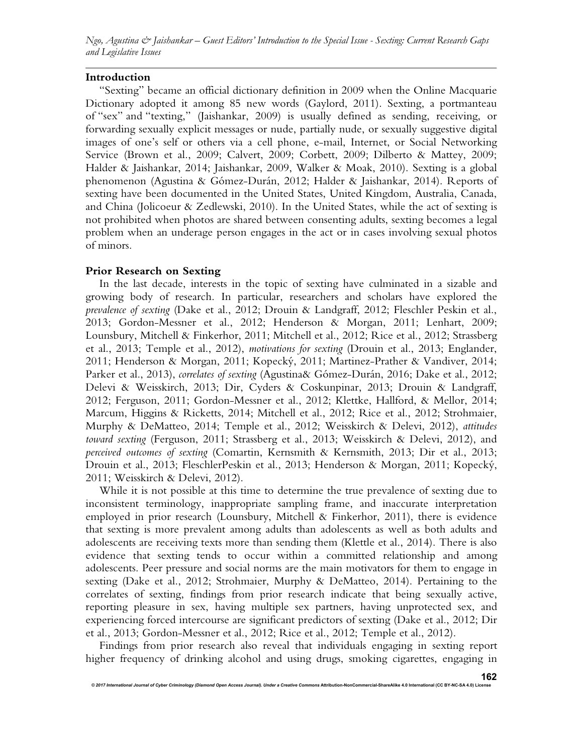## Introduction

"Sexting" became an official dictionary definition in 2009 when the Online Macquarie Dictionary adopted it among 85 new words (Gaylord, 2011). Sexting, a portmanteau of "sex" and "texting," (Jaishankar, 2009) is usually defined as sending, receiving, or forwarding sexually explicit messages or nude, partially nude, or sexually suggestive digital images of one's self or others via a cell phone, e-mail, Internet, or Social Networking Service (Brown et al., 2009; Calvert, 2009; Corbett, 2009; Dilberto & Mattey, 2009; Halder & Jaishankar, 2014; Jaishankar, 2009, Walker & Moak, 2010). Sexting is a global phenomenon (Agustina & Gómez-Durán, 2012; Halder & Jaishankar, 2014). Reports of sexting have been documented in the United States, United Kingdom, Australia, Canada, and China (Jolicoeur & Zedlewski, 2010). In the United States, while the act of sexting is not prohibited when photos are shared between consenting adults, sexting becomes a legal problem when an underage person engages in the act or in cases involving sexual photos of minors.

## Prior Research on Sexting

In the last decade, interests in the topic of sexting have culminated in a sizable and growing body of research. In particular, researchers and scholars have explored the *prevalence of sexting* (Dake et al., 2012; Drouin & Landgraff, 2012; Fleschler Peskin et al., 2013; Gordon-Messner et al., 2012; Henderson & Morgan, 2011; Lenhart, 2009; Lounsbury, Mitchell & Finkerhor, 2011; Mitchell et al., 2012; Rice et al., 2012; Strassberg et al., 2013; Temple et al., 2012), *motivations for sexting* (Drouin et al., 2013; Englander, 2011; Henderson & Morgan, 2011; Kopecký, 2011; Martinez-Prather & Vandiver, 2014; Parker et al., 2013), *correlates of sexting* (Agustina& Gómez-Durán, 2016; Dake et al., 2012; Delevi & Weisskirch, 2013; Dir, Cyders & Coskunpinar, 2013; Drouin & Landgraff, 2012; Ferguson, 2011; Gordon-Messner et al., 2012; Klettke, Hallford, & Mellor, 2014; Marcum, Higgins & Ricketts, 2014; Mitchell et al., 2012; Rice et al., 2012; Strohmaier, Murphy & DeMatteo, 2014; Temple et al., 2012; Weisskirch & Delevi, 2012), *attitudes toward sexting* (Ferguson, 2011; Strassberg et al., 2013; Weisskirch & Delevi, 2012), and *perceived outcomes of sexting* (Comartin, Kernsmith & Kernsmith, 2013; Dir et al., 2013; Drouin et al., 2013; FleschlerPeskin et al., 2013; Henderson & Morgan, 2011; Kopecký, 2011; Weisskirch & Delevi, 2012).

While it is not possible at this time to determine the true prevalence of sexting due to inconsistent terminology, inappropriate sampling frame, and inaccurate interpretation employed in prior research (Lounsbury, Mitchell & Finkerhor, 2011), there is evidence that sexting is more prevalent among adults than adolescents as well as both adults and adolescents are receiving texts more than sending them (Klettle et al., 2014). There is also evidence that sexting tends to occur within a committed relationship and among adolescents. Peer pressure and social norms are the main motivators for them to engage in sexting (Dake et al., 2012; Strohmaier, Murphy & DeMatteo, 2014). Pertaining to the correlates of sexting, findings from prior research indicate that being sexually active, reporting pleasure in sex, having multiple sex partners, having unprotected sex, and experiencing forced intercourse are significant predictors of sexting (Dake et al., 2012; Dir et al., 2013; Gordon-Messner et al., 2012; Rice et al., 2012; Temple et al., 2012).

Findings from prior research also reveal that individuals engaging in sexting report higher frequency of drinking alcohol and using drugs, smoking cigarettes, engaging in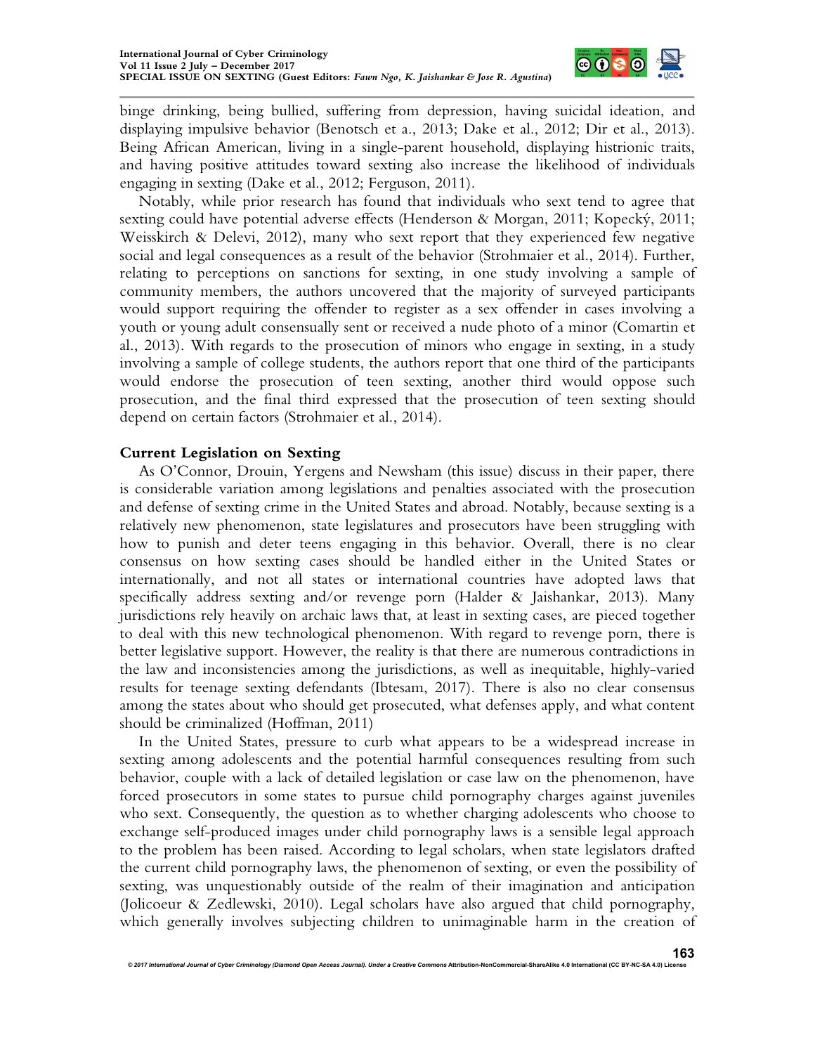binge drinking, being bullied, suffering from depression, having suicidal ideation, and displaying impulsive behavior (Benotsch et a., 2013; Dake et al., 2012; Dir et al., 2013). Being African American, living in a single-parent household, displaying histrionic traits, and having positive attitudes toward sexting also increase the likelihood of individuals engaging in sexting (Dake et al., 2012; Ferguson, 2011).

Notably, while prior research has found that individuals who sext tend to agree that sexting could have potential adverse effects (Henderson & Morgan, 2011; Kopecký, 2011; Weisskirch & Delevi, 2012), many who sext report that they experienced few negative social and legal consequences as a result of the behavior (Strohmaier et al., 2014). Further, relating to perceptions on sanctions for sexting, in one study involving a sample of community members, the authors uncovered that the majority of surveyed participants would support requiring the offender to register as a sex offender in cases involving a youth or young adult consensually sent or received a nude photo of a minor (Comartin et al., 2013). With regards to the prosecution of minors who engage in sexting, in a study involving a sample of college students, the authors report that one third of the participants would endorse the prosecution of teen sexting, another third would oppose such prosecution, and the final third expressed that the prosecution of teen sexting should depend on certain factors (Strohmaier et al., 2014).

## Current Legislation on Sexting

As O'Connor, Drouin, Yergens and Newsham (this issue) discuss in their paper, there is considerable variation among legislations and penalties associated with the prosecution and defense of sexting crime in the United States and abroad. Notably, because sexting is a relatively new phenomenon, state legislatures and prosecutors have been struggling with how to punish and deter teens engaging in this behavior. Overall, there is no clear consensus on how sexting cases should be handled either in the United States or internationally, and not all states or international countries have adopted laws that specifically address sexting and/or revenge porn (Halder & Jaishankar, 2013). Many jurisdictions rely heavily on archaic laws that, at least in sexting cases, are pieced together to deal with this new technological phenomenon. With regard to revenge porn, there is better legislative support. However, the reality is that there are numerous contradictions in the law and inconsistencies among the jurisdictions, as well as inequitable, highly-varied results for teenage sexting defendants (Ibtesam, 2017). There is also no clear consensus among the states about who should get prosecuted, what defenses apply, and what content should be criminalized (Hoffman, 2011)

In the United States, pressure to curb what appears to be a widespread increase in sexting among adolescents and the potential harmful consequences resulting from such behavior, couple with a lack of detailed legislation or case law on the phenomenon, have forced prosecutors in some states to pursue child pornography charges against juveniles who sext. Consequently, the question as to whether charging adolescents who choose to exchange self-produced images under child pornography laws is a sensible legal approach to the problem has been raised. According to legal scholars, when state legislators drafted the current child pornography laws, the phenomenon of sexting, or even the possibility of sexting, was unquestionably outside of the realm of their imagination and anticipation (Jolicoeur & Zedlewski, 2010). Legal scholars have also argued that child pornography, which generally involves subjecting children to unimaginable harm in the creation of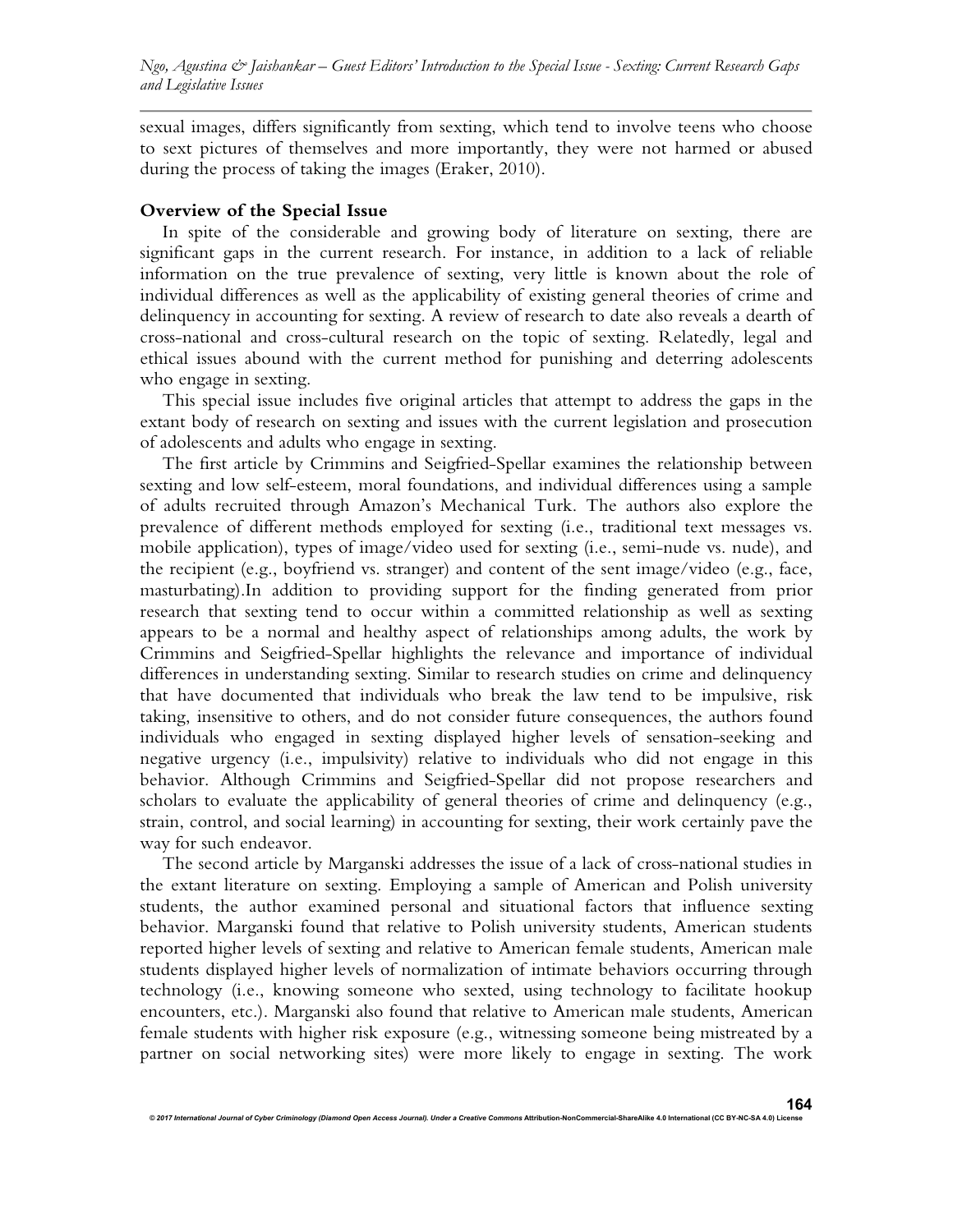sexual images, differs significantly from sexting, which tend to involve teens who choose to sext pictures of themselves and more importantly, they were not harmed or abused during the process of taking the images (Eraker, 2010).

## Overview of the Special Issue

In spite of the considerable and growing body of literature on sexting, there are significant gaps in the current research. For instance, in addition to a lack of reliable information on the true prevalence of sexting, very little is known about the role of individual differences as well as the applicability of existing general theories of crime and delinquency in accounting for sexting. A review of research to date also reveals a dearth of cross-national and cross-cultural research on the topic of sexting. Relatedly, legal and ethical issues abound with the current method for punishing and deterring adolescents who engage in sexting.

This special issue includes five original articles that attempt to address the gaps in the extant body of research on sexting and issues with the current legislation and prosecution of adolescents and adults who engage in sexting.

The first article by Crimmins and Seigfried-Spellar examines the relationship between sexting and low self-esteem, moral foundations, and individual differences using a sample of adults recruited through Amazon's Mechanical Turk. The authors also explore the prevalence of different methods employed for sexting (i.e., traditional text messages vs. mobile application), types of image/video used for sexting (i.e., semi-nude vs. nude), and the recipient (e.g., boyfriend vs. stranger) and content of the sent image/video (e.g., face, masturbating).In addition to providing support for the finding generated from prior research that sexting tend to occur within a committed relationship as well as sexting appears to be a normal and healthy aspect of relationships among adults, the work by Crimmins and Seigfried-Spellar highlights the relevance and importance of individual differences in understanding sexting. Similar to research studies on crime and delinquency that have documented that individuals who break the law tend to be impulsive, risk taking, insensitive to others, and do not consider future consequences, the authors found individuals who engaged in sexting displayed higher levels of sensation-seeking and negative urgency (i.e., impulsivity) relative to individuals who did not engage in this behavior. Although Crimmins and Seigfried-Spellar did not propose researchers and scholars to evaluate the applicability of general theories of crime and delinquency (e.g., strain, control, and social learning) in accounting for sexting, their work certainly pave the way for such endeavor.

The second article by Marganski addresses the issue of a lack of cross-national studies in the extant literature on sexting. Employing a sample of American and Polish university students, the author examined personal and situational factors that influence sexting behavior. Marganski found that relative to Polish university students, American students reported higher levels of sexting and relative to American female students, American male students displayed higher levels of normalization of intimate behaviors occurring through technology (i.e., knowing someone who sexted, using technology to facilitate hookup encounters, etc.). Marganski also found that relative to American male students, American female students with higher risk exposure (e.g., witnessing someone being mistreated by a partner on social networking sites) were more likely to engage in sexting. The work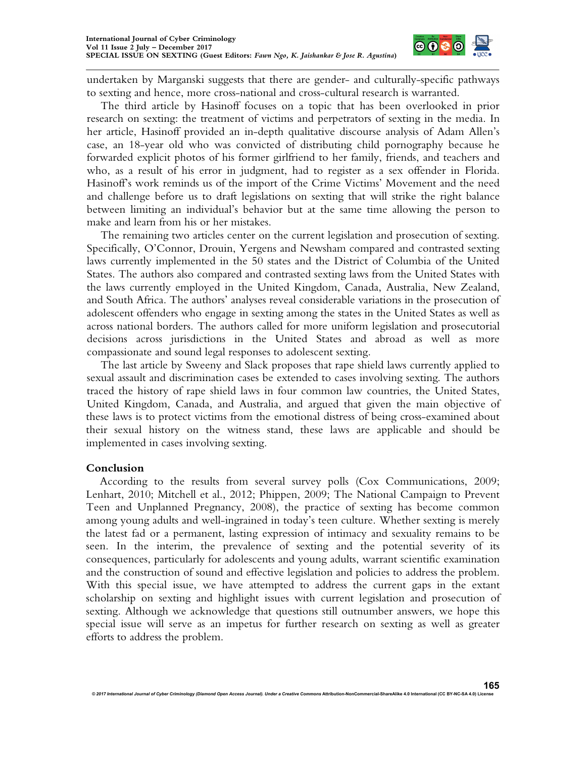undertaken by Marganski suggests that there are gender- and culturally-specific pathways to sexting and hence, more cross-national and cross-cultural research is warranted.

The third article by Hasinoff focuses on a topic that has been overlooked in prior research on sexting: the treatment of victims and perpetrators of sexting in the media. In her article, Hasinoff provided an in-depth qualitative discourse analysis of Adam Allen's case, an 18-year old who was convicted of distributing child pornography because he forwarded explicit photos of his former girlfriend to her family, friends, and teachers and who, as a result of his error in judgment, had to register as a sex offender in Florida. Hasinoff's work reminds us of the import of the Crime Victims' Movement and the need and challenge before us to draft legislations on sexting that will strike the right balance between limiting an individual's behavior but at the same time allowing the person to make and learn from his or her mistakes.

The remaining two articles center on the current legislation and prosecution of sexting. Specifically, O'Connor, Drouin, Yergens and Newsham compared and contrasted sexting laws currently implemented in the 50 states and the District of Columbia of the United States. The authors also compared and contrasted sexting laws from the United States with the laws currently employed in the United Kingdom, Canada, Australia, New Zealand, and South Africa. The authors' analyses reveal considerable variations in the prosecution of adolescent offenders who engage in sexting among the states in the United States as well as across national borders. The authors called for more uniform legislation and prosecutorial decisions across jurisdictions in the United States and abroad as well as more compassionate and sound legal responses to adolescent sexting.

The last article by Sweeny and Slack proposes that rape shield laws currently applied to sexual assault and discrimination cases be extended to cases involving sexting. The authors traced the history of rape shield laws in four common law countries, the United States, United Kingdom, Canada, and Australia, and argued that given the main objective of these laws is to protect victims from the emotional distress of being cross-examined about their sexual history on the witness stand, these laws are applicable and should be implemented in cases involving sexting.

## Conclusion

According to the results from several survey polls (Cox Communications, 2009; Lenhart, 2010; Mitchell et al., 2012; Phippen, 2009; The National Campaign to Prevent Teen and Unplanned Pregnancy, 2008), the practice of sexting has become common among young adults and well-ingrained in today's teen culture. Whether sexting is merely the latest fad or a permanent, lasting expression of intimacy and sexuality remains to be seen. In the interim, the prevalence of sexting and the potential severity of its consequences, particularly for adolescents and young adults, warrant scientific examination and the construction of sound and effective legislation and policies to address the problem. With this special issue, we have attempted to address the current gaps in the extant scholarship on sexting and highlight issues with current legislation and prosecution of sexting. Although we acknowledge that questions still outnumber answers, we hope this special issue will serve as an impetus for further research on sexting as well as greater efforts to address the problem.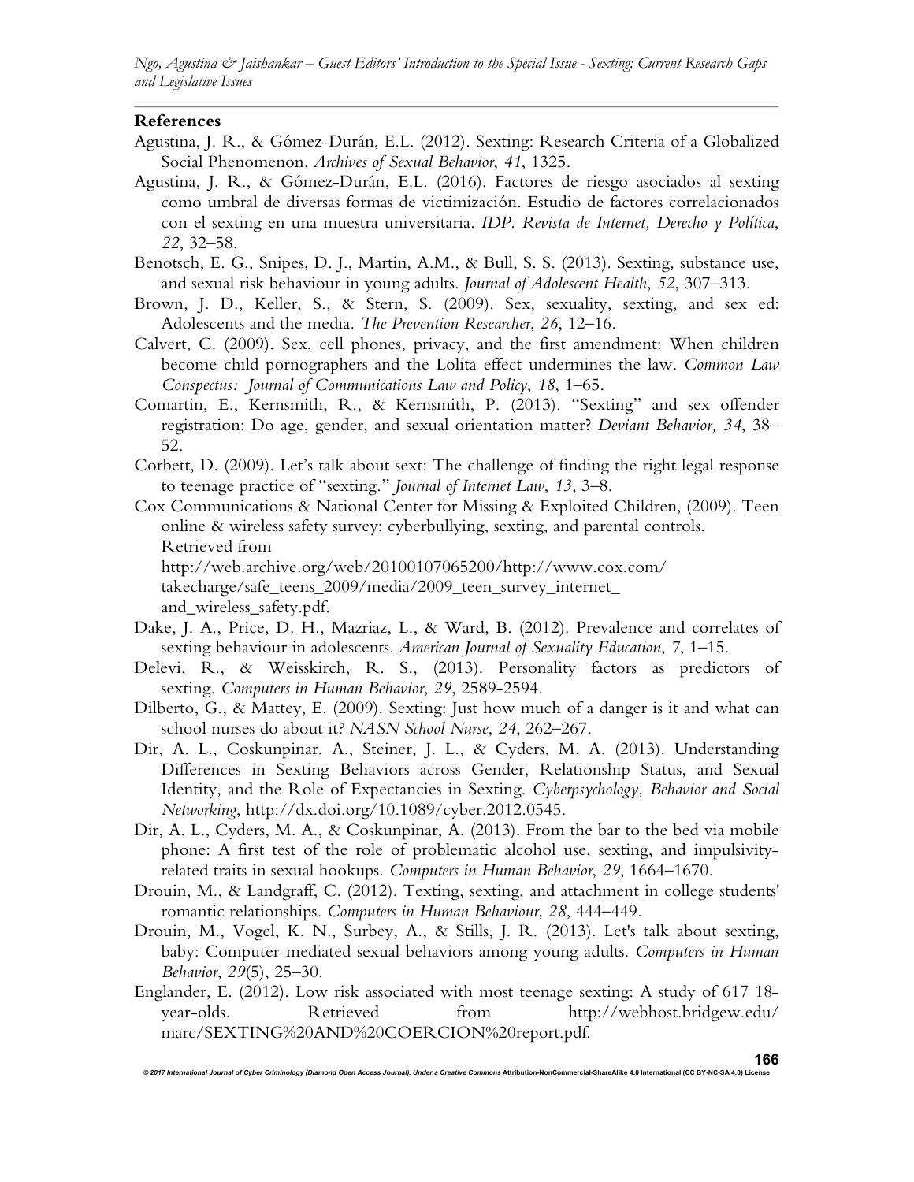**References**

Agustina, J. R., & Gómez-Durán, E.L. (2012). Sexting: Research Criteria of a Globalized Social Phenomenon. *Archives of Sexual Behavior*, *41*, 1325.

Agustina, J. R., & Gómez-Durán, E.L. (2016). Factores de riesgo asociados al sexting como umbral de diversas formas de victimización. Estudio de factores correlacionados con el sexting en una muestra universitaria. *IDP. Revista de Internet, Derecho y Política*, *22*, 32–58.

Benotsch, E. G., Snipes, D. J., Martin, A.M., & Bull, S. S. (2013). Sexting, substance use, and sexual risk behaviour in young adults. *Journal of Adolescent Health*, *52*, 307–313.

Brown, J. D., Keller, S., & Stern, S. (2009). Sex, sexuality, sexting, and sex ed: Adolescents and the media. *The Prevention Researcher*, *26*, 12–16.

Calvert, C. (2009). Sex, cell phones, privacy, and the first amendment: When children become child pornographers and the Lolita effect undermines the law. *Common Law Conspectus: Journal of Communications Law and Policy*, *18*, 1–65.

Comartin, E., Kernsmith, R., & Kernsmith, P. (2013). "Sexting" and sex offender registration: Do age, gender, and sexual orientation matter? *Deviant Behavior, 34*, 38–52.

Corbett, D. (2009). Let's talk about sext: The challenge of finding the right legal response to teenage practice of "sexting." *Journal of Internet Law*, *13*, 3–8.

Cox Communications & National Center for Missing & Exploited Children, (2009). Teen online & wireless safety survey: cyberbullying, sexting, and parental controls. Retrieved from http://web.archive.org/web/20100107065200/http://www.cox.com/takecharge/safe_teens_2009/media/2009_teen_survey_internet_and_wireless_safety.pdf.

Dake, J. A., Price, D. H., Mazriaz, L., & Ward, B. (2012). Prevalence and correlates of sexting behaviour in adolescents. *American Journal of Sexuality Education*, *7*, 1–15.

Delevi, R., & Weisskirch, R. S., (2013). Personality factors as predictors of sexting. *Computers in Human Behavior*, *29*, 2589-2594.

Dilberto, G., & Mattey, E. (2009). Sexting: Just how much of a danger is it and what can school nurses do about it? *NASN School Nurse*, *24*, 262–267.

Dir, A. L., Coskunpinar, A., Steiner, J. L., & Cyders, M. A. (2013). Understanding Differences in Sexting Behaviors across Gender, Relationship Status, and Sexual Identity, and the Role of Expectancies in Sexting. *Cyberpsychology, Behavior and Social Networking*, http://dx.doi.org/10.1089/cyber.2012.0545.

Dir, A. L., Cyders, M. A., & Coskunpinar, A. (2013). From the bar to the bed via mobile phone: A first test of the role of problematic alcohol use, sexting, and impulsivity-related traits in sexual hookups. *Computers in Human Behavior*, *29*, 1664–1670.

Drouin, M., & Landgraff, C. (2012). Texting, sexting, and attachment in college students' romantic relationships. *Computers in Human Behaviour*, *28*, 444–449.

Drouin, M., Vogel, K. N., Surbey, A., & Stills, J. R. (2013). Let's talk about sexting, baby: Computer-mediated sexual behaviors among young adults. *Computers in Human Behavior*, *29*(5), 25–30.

Englander, E. (2012). Low risk associated with most teenage sexting: A study of 617 18-year-olds. Retrieved from http://webhost.bridgew.edu/marc/SEXTING%20AND%20COERCION%20report.pdf.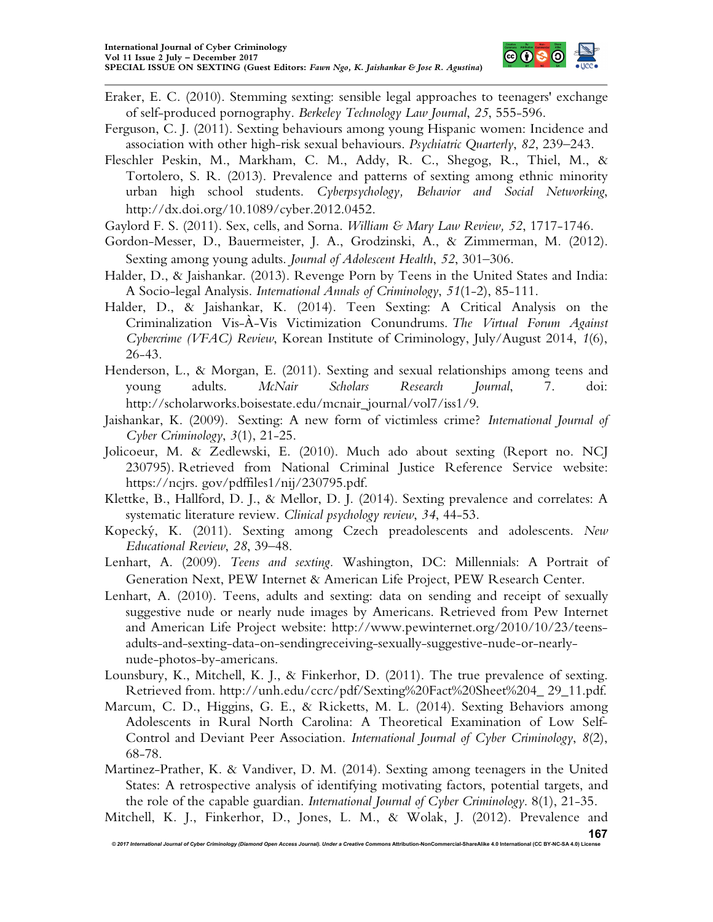Eraker, E. C. (2010). Stemming sexting: sensible legal approaches to teenagers' exchange of self-produced pornography. *Berkeley Technology Law Journal*, *25*, 555-596.

Ferguson, C. J. (2011). Sexting behaviours among young Hispanic women: Incidence and association with other high-risk sexual behaviours. *Psychiatric Quarterly*, *82*, 239–243.

Fleschler Peskin, M., Markham, C. M., Addy, R. C., Shegog, R., Thiel, M., & Tortolero, S. R. (2013). Prevalence and patterns of sexting among ethnic minority urban high school students. *Cyberpsychology, Behavior and Social Networking*, http://dx.doi.org/10.1089/cyber.2012.0452.

Gaylord F. S. (2011). Sex, cells, and Sorna. *William & Mary Law Review, 52*, 1717-1746.

Gordon-Messer, D., Bauermeister, J. A., Grodzinski, A., & Zimmerman, M. (2012). Sexting among young adults. *Journal of Adolescent Health*, *52*, 301–306.

Halder, D., & Jaishankar. (2013). Revenge Porn by Teens in the United States and India: A Socio-legal Analysis. *International Annals of Criminology*, *51*(1-2), 85-111.

Halder, D., & Jaishankar, K. (2014). Teen Sexting: A Critical Analysis on the Criminalization Vis-À-Vis Victimization Conundrums. *The Virtual Forum Against Cybercrime (VFAC) Review*, Korean Institute of Criminology, July/August 2014, *1*(6), 26-43.

Henderson, L., & Morgan, E. (2011). Sexting and sexual relationships among teens and young adults. *McNair Scholars Research Journal*, 7. doi: http://scholarworks.boisestate.edu/mcnair_journal/vol7/iss1/9.

Jaishankar, K. (2009). Sexting: A new form of victimless crime? *International Journal of Cyber Criminology*, *3*(1), 21-25.

Jolicoeur, M. & Zedlewski, E. (2010). Much ado about sexting (Report no. NCJ 230795). Retrieved from National Criminal Justice Reference Service website: https://ncjrs. gov/pdffiles1/nij/230795.pdf.

Klettke, B., Hallford, D. J., & Mellor, D. J. (2014). Sexting prevalence and correlates: A systematic literature review. *Clinical psychology review*, *34*, 44-53.

Kopecký, K. (2011). Sexting among Czech preadolescents and adolescents. *New Educational Review*, *28*, 39–48.

Lenhart, A. (2009). *Teens and sexting.* Washington, DC: Millennials: A Portrait of Generation Next, PEW Internet & American Life Project, PEW Research Center.

Lenhart, A. (2010). Teens, adults and sexting: data on sending and receipt of sexually suggestive nude or nearly nude images by Americans. Retrieved from Pew Internet and American Life Project website: http://www.pewinternet.org/2010/10/23/teens-adults-and-sexting-data-on-sendingreceiving-sexually-suggestive-nude-or-nearly-nude-photos-by-americans.

Lounsbury, K., Mitchell, K. J., & Finkerhor, D. (2011). The true prevalence of sexting. Retrieved from. http://unh.edu/ccrc/pdf/Sexting%20Fact%20Sheet%204_ 29_11.pdf.

Marcum, C. D., Higgins, G. E., & Ricketts, M. L. (2014). Sexting Behaviors among Adolescents in Rural North Carolina: A Theoretical Examination of Low Self-Control and Deviant Peer Association. *International Journal of Cyber Criminology*, *8*(2), 68-78.

Martinez-Prather, K. & Vandiver, D. M. (2014). Sexting among teenagers in the United States: A retrospective analysis of identifying motivating factors, potential targets, and the role of the capable guardian. *International Journal of Cyber Criminology*. 8(1), 21-35.

Mitchell, K. J., Finkerhor, D., Jones, L. M., & Wolak, J. (2012). Prevalence and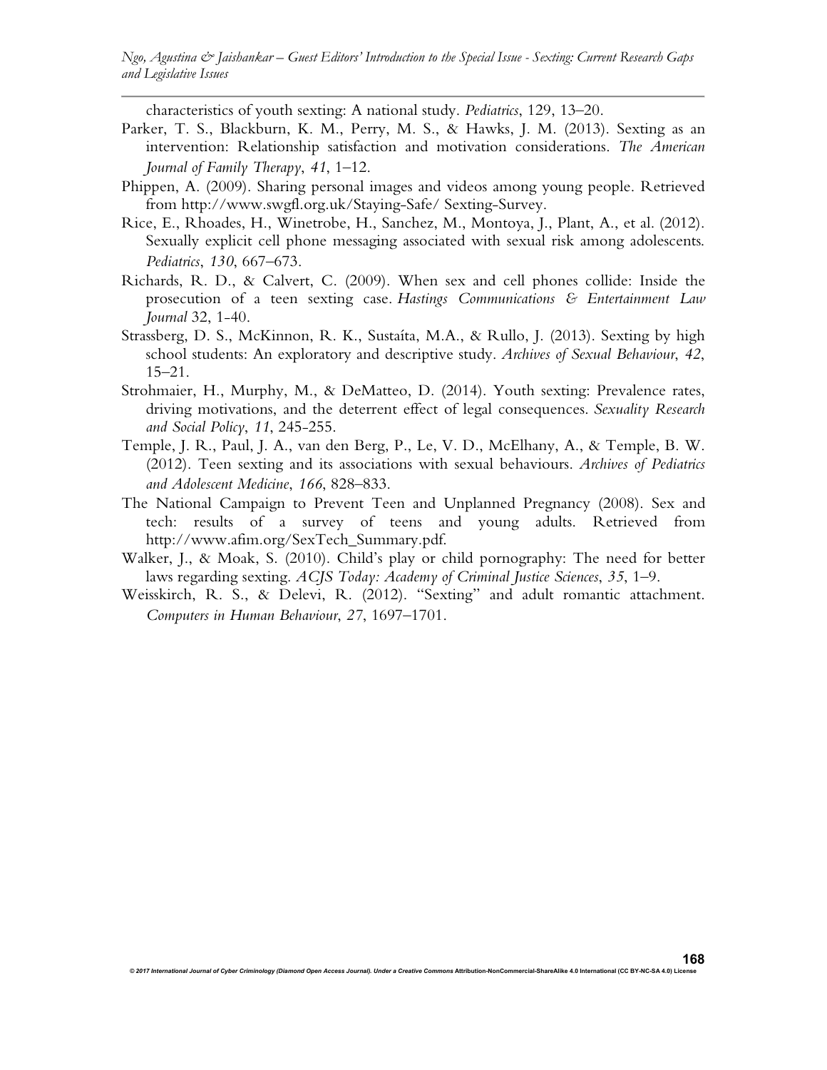characteristics of youth sexting: A national study. *Pediatrics*, 129, 13–20.

Parker, T. S., Blackburn, K. M., Perry, M. S., & Hawks, J. M. (2013). Sexting as an intervention: Relationship satisfaction and motivation considerations. *The American Journal of Family Therapy*, *41*, 1–12.

Phippen, A. (2009). Sharing personal images and videos among young people. Retrieved from http://www.swgfl.org.uk/Staying-Safe/ Sexting-Survey.

Rice, E., Rhoades, H., Winetrobe, H., Sanchez, M., Montoya, J., Plant, A., et al. (2012). Sexually explicit cell phone messaging associated with sexual risk among adolescents. *Pediatrics*, *130*, 667–673.

Richards, R. D., & Calvert, C. (2009). When sex and cell phones collide: Inside the prosecution of a teen sexting case. *Hastings Communications & Entertainment Law Journal* 32, 1-40.

Strassberg, D. S., McKinnon, R. K., Sustaíta, M.A., & Rullo, J. (2013). Sexting by high school students: An exploratory and descriptive study. *Archives of Sexual Behaviour*, *42*, 15–21.

Strohmaier, H., Murphy, M., & DeMatteo, D. (2014). Youth sexting: Prevalence rates, driving motivations, and the deterrent effect of legal consequences. *Sexuality Research and Social Policy*, *11*, 245-255.

Temple, J. R., Paul, J. A., van den Berg, P., Le, V. D., McElhany, A., & Temple, B. W. (2012). Teen sexting and its associations with sexual behaviours. *Archives of Pediatrics and Adolescent Medicine*, *166*, 828–833.

The National Campaign to Prevent Teen and Unplanned Pregnancy (2008). Sex and tech: results of a survey of teens and young adults. Retrieved from http://www.afim.org/SexTech_Summary.pdf.

Walker, J., & Moak, S. (2010). Child's play or child pornography: The need for better laws regarding sexting. *ACJS Today: Academy of Criminal Justice Sciences*, *35*, 1–9.

Weisskirch, R. S., & Delevi, R. (2012). "Sexting" and adult romantic attachment. *Computers in Human Behaviour*, *27*, 1697–1701.